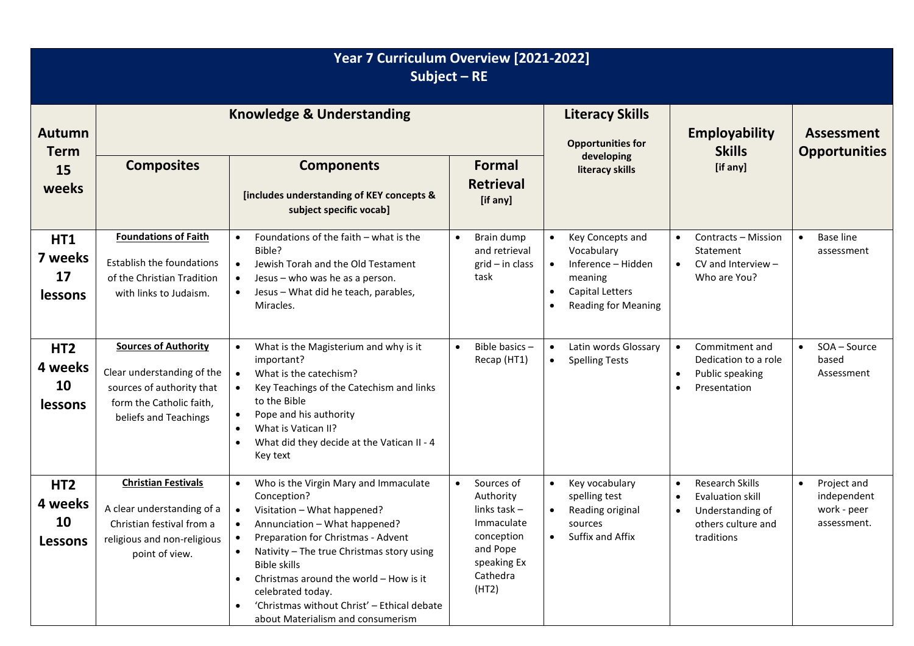# Year 7 Curriculum Overview [2021-2022]
## Subject – RE

| Autumn Term 15 weeks | Knowledge & Understanding | | | Literacy Skills<br>Opportunities for developing literacy skills | Employability Skills [if any] | Assessment Opportunities |
|---|---|---|---|---|---|---|
| | **Composites** | **Components**<br>[includes understanding of KEY concepts & subject specific vocab] | **Formal Retrieval** [if any] | | | |
| **HT1 7 weeks 17 lessons** | **Foundations of Faith**<br>Establish the foundations of the Christian Tradition with links to Judaism. | • Foundations of the faith – what is the Bible?<br>• Jewish Torah and the Old Testament<br>• Jesus – who was he as a person.<br>• Jesus – What did he teach, parables, Miracles. | • Brain dump and retrieval grid – in class task | • Key Concepts and Vocabulary<br>• Inference – Hidden meaning<br>• Capital Letters<br>• Reading for Meaning | • Contracts – Mission Statement<br>• CV and Interview – Who are You? | • Base line assessment |
| **HT2 4 weeks 10 lessons** | **Sources of Authority**<br>Clear understanding of the sources of authority that form the Catholic faith, beliefs and Teachings | • What is the Magisterium and why is it important?<br>• What is the catechism?<br>• Key Teachings of the Catechism and links to the Bible<br>• Pope and his authority<br>• What is Vatican II?<br>• What did they decide at the Vatican II - 4 Key text | • Bible basics – Recap (HT1) | • Latin words Glossary<br>• Spelling Tests | • Commitment and Dedication to a role<br>• Public speaking<br>• Presentation | • SOA – Source based Assessment |
| **HT2 4 weeks 10 Lessons** | **Christian Festivals**<br>A clear understanding of a Christian festival from a religious and non-religious point of view. | • Who is the Virgin Mary and Immaculate Conception?<br>• Visitation – What happened?<br>• Annunciation – What happened?<br>• Preparation for Christmas - Advent<br>• Nativity – The true Christmas story using Bible skills<br>• Christmas around the world – How is it celebrated today.<br>• 'Christmas without Christ' – Ethical debate about Materialism and consumerism | • Sources of Authority links task – Immaculate conception and Pope speaking Ex Cathedra (HT2) | • Key vocabulary spelling test<br>• Reading original sources<br>• Suffix and Affix | • Research Skills<br>• Evaluation skill<br>• Understanding of others culture and traditions | • Project and independent work - peer assessment. |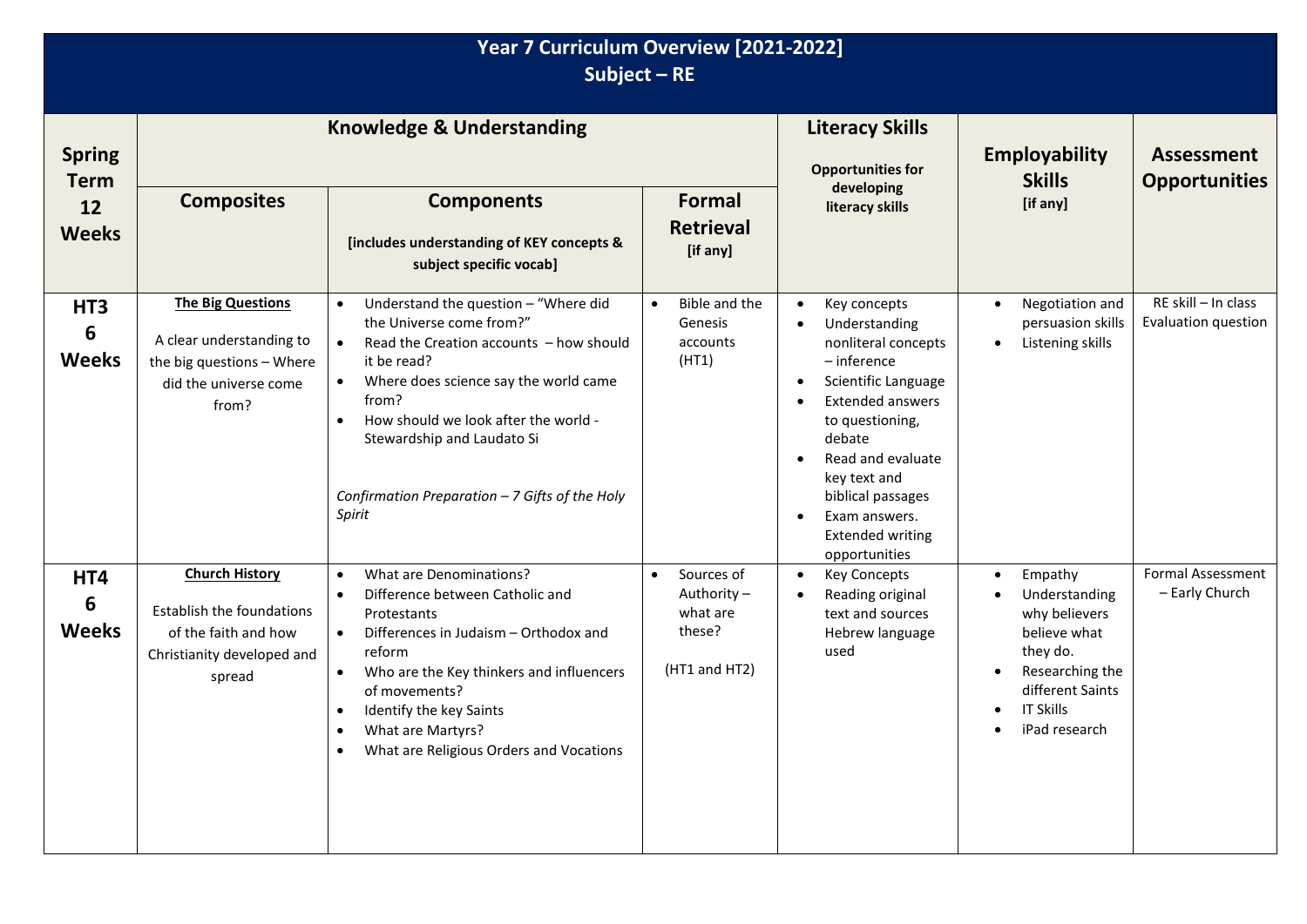# Year 7 Curriculum Overview [2021-2022]
## Subject – RE

| Spring Term 12 Weeks | Knowledge & Understanding | | | Literacy Skills<br>Opportunities for developing literacy skills | Employability Skills [if any] | Assessment Opportunities |
|---|---|---|---|---|---|---|
| | **Composites** | **Components**<br>[includes understanding of KEY concepts & subject specific vocab] | **Formal Retrieval** [if any] | | | |
| **HT3 6 Weeks** | **The Big Questions**<br>A clear understanding to the big questions – Where did the universe come from? | • Understand the question – "Where did the Universe come from?"<br>• Read the Creation accounts – how should it be read?<br>• Where does science say the world came from?<br>• How should we look after the world - Stewardship and Laudato Si<br><br>*Confirmation Preparation – 7 Gifts of the Holy Spirit* | • Bible and the Genesis accounts (HT1) | • Key concepts<br>• Understanding nonliteral concepts – inference<br>• Scientific Language<br>• Extended answers to questioning, debate<br>• Read and evaluate key text and biblical passages<br>• Exam answers. Extended writing opportunities | • Negotiation and persuasion skills<br>• Listening skills | RE skill – In class Evaluation question |
| **HT4 6 Weeks** | **Church History**<br>Establish the foundations of the faith and how Christianity developed and spread | • What are Denominations?<br>• Difference between Catholic and Protestants<br>• Differences in Judaism – Orthodox and reform<br>• Who are the Key thinkers and influencers of movements?<br>• Identify the key Saints<br>• What are Martyrs?<br>• What are Religious Orders and Vocations | • Sources of Authority – what are these?<br><br>(HT1 and HT2) | • Key Concepts<br>• Reading original text and sources Hebrew language used | • Empathy<br>• Understanding why believers believe what they do.<br>• Researching the different Saints<br>• IT Skills<br>• iPad research | Formal Assessment – Early Church |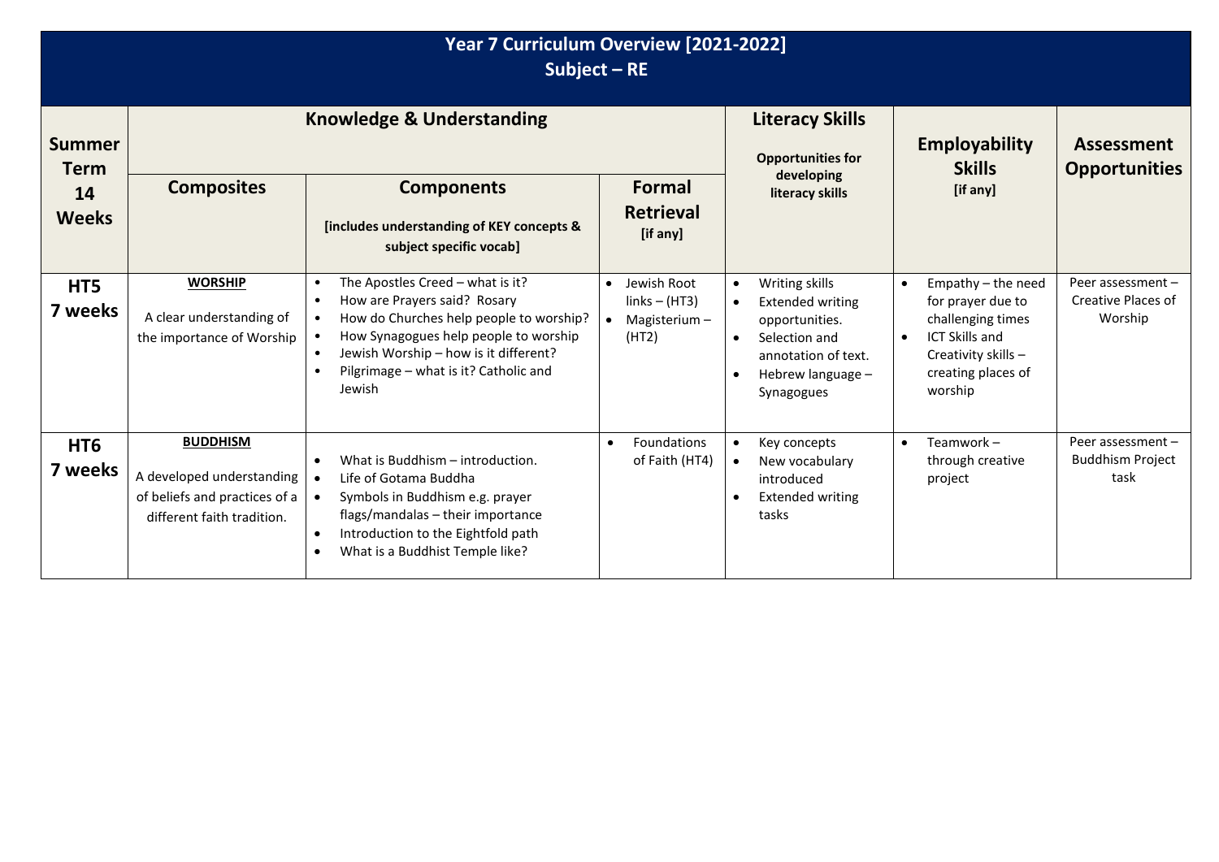# Year 7 Curriculum Overview [2021-2022]
## Subject – RE

| Summer Term 14 Weeks | Knowledge & Understanding | | | Literacy Skills Opportunities for developing literacy skills | Employability Skills [if any] | Assessment Opportunities |
|---|---|---|---|---|---|---|
| | **Composites** | **Components** [includes understanding of KEY concepts & subject specific vocab] | **Formal Retrieval** [if any] | | | |
| **HT5 7 weeks** | **WORSHIP** A clear understanding of the importance of Worship | • The Apostles Creed – what is it?<br>• How are Prayers said? Rosary<br>• How do Churches help people to worship?<br>• How Synagogues help people to worship<br>• Jewish Worship – how is it different?<br>• Pilgrimage – what is it? Catholic and Jewish | • Jewish Root links – (HT3)<br>• Magisterium – (HT2) | • Writing skills<br>• Extended writing opportunities.<br>• Selection and annotation of text.<br>• Hebrew language – Synagogues | • Empathy – the need for prayer due to challenging times<br>• ICT Skills and Creativity skills – creating places of worship | Peer assessment – Creative Places of Worship |
| **HT6 7 weeks** | **BUDDHISM** A developed understanding of beliefs and practices of a different faith tradition. | • What is Buddhism – introduction.<br>• Life of Gotama Buddha<br>• Symbols in Buddhism e.g. prayer flags/mandalas – their importance<br>• Introduction to the Eightfold path<br>• What is a Buddhist Temple like? | • Foundations of Faith (HT4) | • Key concepts<br>• New vocabulary introduced<br>• Extended writing tasks | • Teamwork – through creative project | Peer assessment – Buddhism Project task |